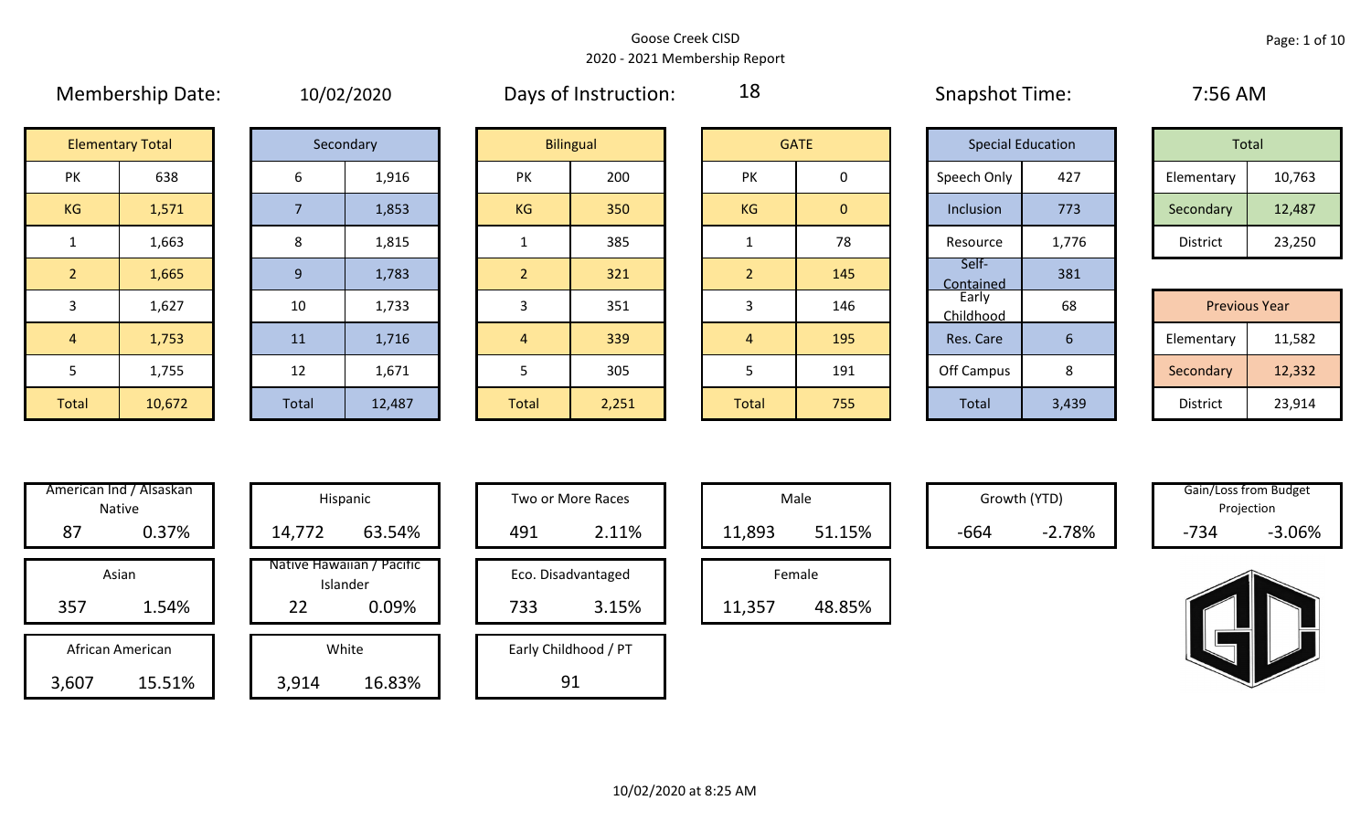# Goose Creek CISD
## 2020 - 2021 Membership Report

**Membership Date:** 10/02/2020

**Days of Instruction:** 18

**Snapshot Time:** 7:56 AM

| Elementary Total | |
|---|---|
| PK | 638 |
| KG | 1,571 |
| 1 | 1,663 |
| 2 | 1,665 |
| 3 | 1,627 |
| 4 | 1,753 |
| 5 | 1,755 |
| Total | 10,672 |

| Secondary | |
|---|---|
| 6 | 1,916 |
| 7 | 1,853 |
| 8 | 1,815 |
| 9 | 1,783 |
| 10 | 1,733 |
| 11 | 1,716 |
| 12 | 1,671 |
| Total | 12,487 |

| Bilingual | |
|---|---|
| PK | 200 |
| KG | 350 |
| 1 | 385 |
| 2 | 321 |
| 3 | 351 |
| 4 | 339 |
| 5 | 305 |
| Total | 2,251 |

| GATE | |
|---|---|
| PK | 0 |
| KG | 0 |
| 1 | 78 |
| 2 | 145 |
| 3 | 146 |
| 4 | 195 |
| 5 | 191 |
| Total | 755 |

| Special Education | |
|---|---|
| Speech Only | 427 |
| Inclusion | 773 |
| Resource | 1,776 |
| Self-Contained | 381 |
| Early Childhood | 68 |
| Res. Care | 6 |
| Off Campus | 8 |
| Total | 3,439 |

| Total | |
|---|---|
| Elementary | 10,763 |
| Secondary | 12,487 |
| District | 23,250 |

| Previous Year | |
|---|---|
| Elementary | 11,582 |
| Secondary | 12,332 |
| District | 23,914 |

| Category | Count | Percent |
|---|---|---|
| American Ind / Alsaskan Native | 87 | 0.37% |
| Asian | 357 | 1.54% |
| African American | 3,607 | 15.51% |
| Hispanic | 14,772 | 63.54% |
| Native Hawaiian / Pacific Islander | 22 | 0.09% |
| White | 3,914 | 16.83% |
| Two or More Races | 491 | 2.11% |
| Eco. Disadvantaged | 733 | 3.15% |
| Early Childhood / PT | 91 | |
| Male | 11,893 | 51.15% |
| Female | 11,357 | 48.85% |
| Growth (YTD) | -664 | -2.78% |
| Gain/Loss from Budget Projection | -734 | -3.06% |

10/02/2020 at 8:25 AM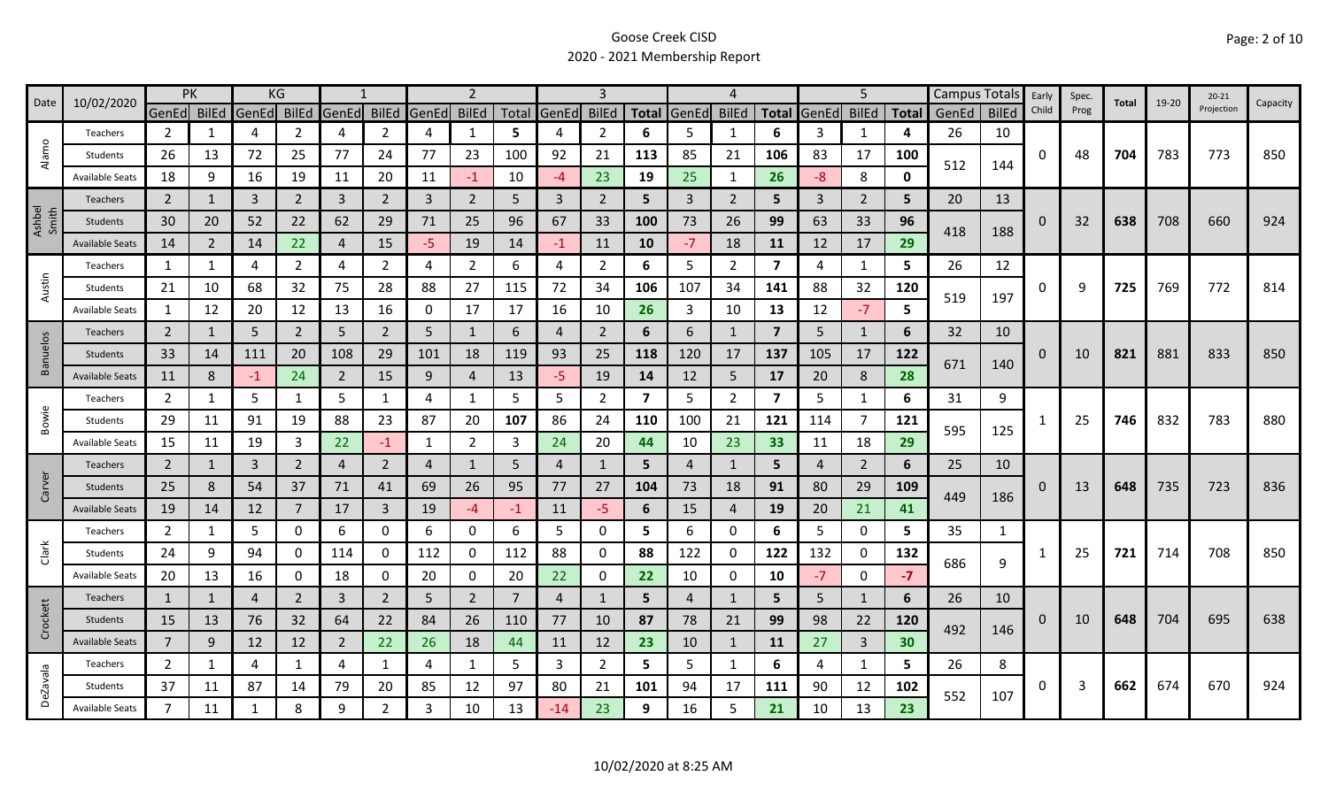# Goose Creek CISD

## 2020 - 2021 Membership Report

| Date | 10/02/2020 | PK GenEd | PK BilEd | KG GenEd | KG BilEd | 1 GenEd | 1 BilEd | 2 GenEd | 2 BilEd | 2 Total | 3 GenEd | 3 BilEd | 3 Total | 4 GenEd | 4 BilEd | 4 Total | 5 GenEd | 5 BilEd | 5 Total | Campus Totals GenEd | Campus Totals BilEd | Early Child | Spec. Prog | Total | 19-20 | 20-21 Projection | Capacity |
|---|---|---|---|---|---|---|---|---|---|---|---|---|---|---|---|---|---|---|---|---|---|---|---|---|---|---|---|
| Alamo | Teachers | 2 | 1 | 4 | 2 | 4 | 2 | 4 | 1 | **5** | 4 | 2 | **6** | 5 | 1 | **6** | 3 | 1 | **4** | 26 | 10 | 0 | 48 | **704** | 783 | 773 | 850 |
| | Students | 26 | 13 | 72 | 25 | 77 | 24 | 77 | 23 | 100 | 92 | 21 | **113** | 85 | 21 | **106** | 83 | 17 | **100** | 512 | 144 | | | | | | |
| | Available Seats | 18 | 9 | 16 | 19 | 11 | 20 | 11 | -1 | 10 | -4 | 23 | **19** | 25 | 1 | **26** | -8 | 8 | **0** | | | | | | | | |
| Ashbel Smith | Teachers | 2 | 1 | 3 | 2 | 3 | 2 | 3 | 2 | 5 | 3 | 2 | **5** | 3 | 2 | **5** | 3 | 2 | **5** | 20 | 13 | 0 | 32 | **638** | 708 | 660 | 924 |
| | Students | 30 | 20 | 52 | 22 | 62 | 29 | 71 | 25 | 96 | 67 | 33 | **100** | 73 | 26 | **99** | 63 | 33 | **96** | 418 | 188 | | | | | | |
| | Available Seats | 14 | 2 | 14 | 22 | 4 | 15 | -5 | 19 | 14 | -1 | 11 | **10** | -7 | 18 | **11** | 12 | 17 | **29** | | | | | | | | |
| Austin | Teachers | 1 | 1 | 4 | 2 | 4 | 2 | 4 | 2 | 6 | 4 | 2 | **6** | 5 | 2 | **7** | 4 | 1 | **5** | 26 | 12 | 0 | 9 | **725** | 769 | 772 | 814 |
| | Students | 21 | 10 | 68 | 32 | 75 | 28 | 88 | 27 | 115 | 72 | 34 | **106** | 107 | 34 | **141** | 88 | 32 | **120** | 519 | 197 | | | | | | |
| | Available Seats | 1 | 12 | 20 | 12 | 13 | 16 | 0 | 17 | 17 | 16 | 10 | **26** | 3 | 10 | **13** | 12 | -7 | **5** | | | | | | | | |
| Banuelos | Teachers | 2 | 1 | 5 | 2 | 5 | 2 | 5 | 1 | 6 | 4 | 2 | **6** | 6 | 1 | **7** | 5 | 1 | **6** | 32 | 10 | 0 | 10 | **821** | 881 | 833 | 850 |
| | Students | 33 | 14 | 111 | 20 | 108 | 29 | 101 | 18 | 119 | 93 | 25 | **118** | 120 | 17 | **137** | 105 | 17 | **122** | 671 | 140 | | | | | | |
| | Available Seats | 11 | 8 | -1 | 24 | 2 | 15 | 9 | 4 | 13 | -5 | 19 | **14** | 12 | 5 | **17** | 20 | 8 | **28** | | | | | | | | |
| Bowie | Teachers | 2 | 1 | 5 | 1 | 5 | 1 | 4 | 1 | 5 | 5 | 2 | **7** | 5 | 2 | **7** | 5 | 1 | **6** | 31 | 9 | 1 | 25 | **746** | 832 | 783 | 880 |
| | Students | 29 | 11 | 91 | 19 | 88 | 23 | 87 | 20 | **107** | 86 | 24 | **110** | 100 | 21 | **121** | 114 | 7 | **121** | 595 | 125 | | | | | | |
| | Available Seats | 15 | 11 | 19 | 3 | 22 | -1 | 1 | 2 | 3 | 24 | 20 | **44** | 10 | 23 | **33** | 11 | 18 | **29** | | | | | | | | |
| Carver | Teachers | 2 | 1 | 3 | 2 | 4 | 2 | 4 | 1 | 5 | 4 | 1 | **5** | 4 | 1 | **5** | 4 | 2 | **6** | 25 | 10 | 0 | 13 | **648** | 735 | 723 | 836 |
| | Students | 25 | 8 | 54 | 37 | 71 | 41 | 69 | 26 | 95 | 77 | 27 | **104** | 73 | 18 | **91** | 80 | 29 | **109** | 449 | 186 | | | | | | |
| | Available Seats | 19 | 14 | 12 | 7 | 17 | 3 | 19 | -4 | -1 | 11 | -5 | **6** | 15 | 4 | **19** | 20 | 21 | **41** | | | | | | | | |
| Clark | Teachers | 2 | 1 | 5 | 0 | 6 | 0 | 6 | 0 | 6 | 5 | 0 | **5** | 6 | 0 | **6** | 5 | 0 | **5** | 35 | 1 | 1 | 25 | **721** | 714 | 708 | 850 |
| | Students | 24 | 9 | 94 | 0 | 114 | 0 | 112 | 0 | 112 | 88 | 0 | **88** | 122 | 0 | **122** | 132 | 0 | **132** | 686 | 9 | | | | | | |
| | Available Seats | 20 | 13 | 16 | 0 | 18 | 0 | 20 | 0 | 20 | 22 | 0 | **22** | 10 | 0 | **10** | -7 | 0 | **-7** | | | | | | | | |
| Crockett | Teachers | 1 | 1 | 4 | 2 | 3 | 2 | 5 | 2 | 7 | 4 | 1 | **5** | 4 | 1 | **5** | 5 | 1 | **6** | 26 | 10 | 0 | 10 | **648** | 704 | 695 | 638 |
| | Students | 15 | 13 | 76 | 32 | 64 | 22 | 84 | 26 | 110 | 77 | 10 | **87** | 78 | 21 | **99** | 98 | 22 | **120** | 492 | 146 | | | | | | |
| | Available Seats | 7 | 9 | 12 | 12 | 2 | 22 | 26 | 18 | 44 | 11 | 12 | **23** | 10 | 1 | **11** | 27 | 3 | **30** | | | | | | | | |
| DeZavala | Teachers | 2 | 1 | 4 | 1 | 4 | 1 | 4 | 1 | 5 | 3 | 2 | **5** | 5 | 1 | **6** | 4 | 1 | **5** | 26 | 8 | 0 | 3 | **662** | 674 | 670 | 924 |
| | Students | 37 | 11 | 87 | 14 | 79 | 20 | 85 | 12 | 97 | 80 | 21 | **101** | 94 | 17 | **111** | 90 | 12 | **102** | 552 | 107 | | | | | | |
| | Available Seats | 7 | 11 | 1 | 8 | 9 | 2 | 3 | 10 | 13 | -14 | 23 | **9** | 16 | 5 | **21** | 10 | 13 | **23** | | | | | | | | |

10/02/2020 at 8:25 AM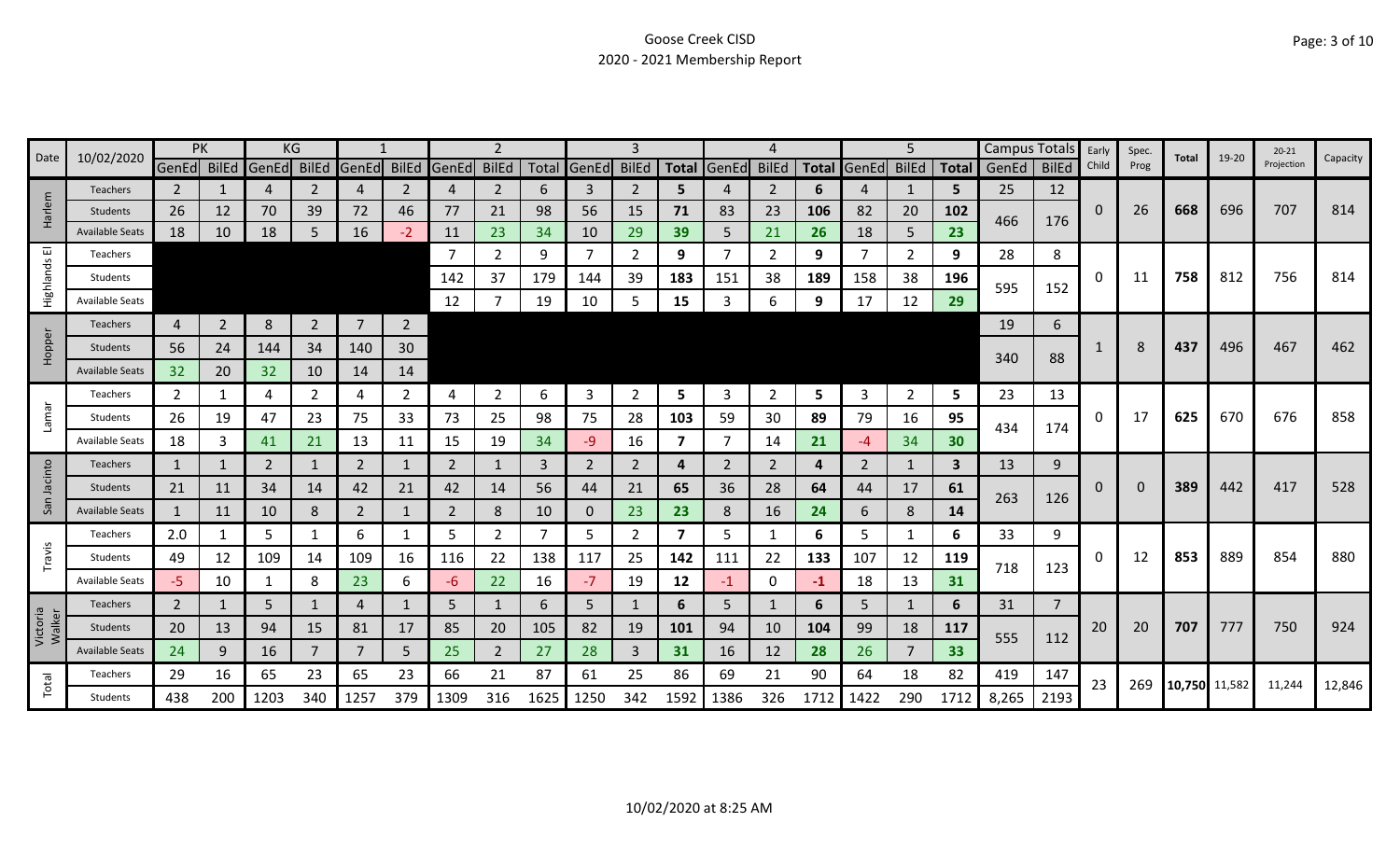# Goose Creek CISD
## 2020 - 2021 Membership Report

| Date | 10/02/2020 | PK | | KG | | 1 | | 2 | | | 3 | | | 4 | | | 5 | | | Campus Totals | | Early Child | Spec. Prog | Total | 19-20 | 20-21 Projection | Capacity |
|---|---|---|---|---|---|---|---|---|---|---|---|---|---|---|---|---|---|---|---|---|---|---|---|---|---|---|---|
| | | GenEd | BilEd | GenEd | BilEd | GenEd | BilEd | GenEd | BilEd | Total | GenEd | BilEd | Total | GenEd | BilEd | Total | GenEd | BilEd | Total | GenEd | BilEd | | | | | | |
| Harlem | Teachers | 2 | 1 | 4 | 2 | 4 | 2 | 4 | 2 | 6 | 3 | 2 | 5 | 4 | 2 | 6 | 4 | 1 | 5 | 25 | 12 | 0 | 26 | 668 | 696 | 707 | 814 |
| | Students | 26 | 12 | 70 | 39 | 72 | 46 | 77 | 21 | 98 | 56 | 15 | 71 | 83 | 23 | 106 | 82 | 20 | 102 | 466 | 176 | | | | | | |
| | Available Seats | 18 | 10 | 18 | 5 | 16 | -2 | 11 | 23 | 34 | 10 | 29 | 39 | 5 | 21 | 26 | 18 | 5 | 23 | | | | | | | | |
| Highlands El | Teachers | | | | | | | 7 | 2 | 9 | 7 | 2 | 9 | 7 | 2 | 9 | 7 | 2 | 9 | 28 | 8 | 0 | 11 | 758 | 812 | 756 | 814 |
| | Students | | | | | | | 142 | 37 | 179 | 144 | 39 | 183 | 151 | 38 | 189 | 158 | 38 | 196 | 595 | 152 | | | | | | |
| | Available Seats | | | | | | | 12 | 7 | 19 | 10 | 5 | 15 | 3 | 6 | 9 | 17 | 12 | 29 | | | | | | | | |
| Hopper | Teachers | 4 | 2 | 8 | 2 | 7 | 2 | | | | | | | | | | | | | 19 | 6 | 1 | 8 | 437 | 496 | 467 | 462 |
| | Students | 56 | 24 | 144 | 34 | 140 | 30 | | | | | | | | | | | | | 340 | 88 | | | | | | |
| | Available Seats | 32 | 20 | 32 | 10 | 14 | 14 | | | | | | | | | | | | | | | | | | | | |
| Lamar | Teachers | 2 | 1 | 4 | 2 | 4 | 2 | 4 | 2 | 6 | 3 | 2 | 5 | 3 | 2 | 5 | 3 | 2 | 5 | 23 | 13 | 0 | 17 | 625 | 670 | 676 | 858 |
| | Students | 26 | 19 | 47 | 23 | 75 | 33 | 73 | 25 | 98 | 75 | 28 | 103 | 59 | 30 | 89 | 79 | 16 | 95 | 434 | 174 | | | | | | |
| | Available Seats | 18 | 3 | 41 | 21 | 13 | 11 | 15 | 19 | 34 | -9 | 16 | 7 | 7 | 14 | 21 | -4 | 34 | 30 | | | | | | | | |
| San Jacinto | Teachers | 1 | 1 | 2 | 1 | 2 | 1 | 2 | 1 | 3 | 2 | 2 | 4 | 2 | 2 | 4 | 2 | 1 | 3 | 13 | 9 | 0 | 0 | 389 | 442 | 417 | 528 |
| | Students | 21 | 11 | 34 | 14 | 42 | 21 | 42 | 14 | 56 | 44 | 21 | 65 | 36 | 28 | 64 | 44 | 17 | 61 | 263 | 126 | | | | | | |
| | Available Seats | 1 | 11 | 10 | 8 | 2 | 1 | 2 | 8 | 10 | 0 | 23 | 23 | 8 | 16 | 24 | 6 | 8 | 14 | | | | | | | | |
| Travis | Teachers | 2.0 | 1 | 5 | 1 | 6 | 1 | 5 | 2 | 7 | 5 | 2 | 7 | 5 | 1 | 6 | 5 | 1 | 6 | 33 | 9 | 0 | 12 | 853 | 889 | 854 | 880 |
| | Students | 49 | 12 | 109 | 14 | 109 | 16 | 116 | 22 | 138 | 117 | 25 | 142 | 111 | 22 | 133 | 107 | 12 | 119 | 718 | 123 | | | | | | |
| | Available Seats | -5 | 10 | 1 | 8 | 23 | 6 | -6 | 22 | 16 | -7 | 19 | 12 | -1 | 0 | -1 | 18 | 13 | 31 | | | | | | | | |
| Victoria Walker | Teachers | 2 | 1 | 5 | 1 | 4 | 1 | 5 | 1 | 6 | 5 | 1 | 6 | 5 | 1 | 6 | 5 | 1 | 6 | 31 | 7 | 20 | 20 | 707 | 777 | 750 | 924 |
| | Students | 20 | 13 | 94 | 15 | 81 | 17 | 85 | 20 | 105 | 82 | 19 | 101 | 94 | 10 | 104 | 99 | 18 | 117 | 555 | 112 | | | | | | |
| | Available Seats | 24 | 9 | 16 | 7 | 7 | 5 | 25 | 2 | 27 | 28 | 3 | 31 | 16 | 12 | 28 | 26 | 7 | 33 | | | | | | | | |
| Total | Teachers | 29 | 16 | 65 | 23 | 65 | 23 | 66 | 21 | 87 | 61 | 25 | 86 | 69 | 21 | 90 | 64 | 18 | 82 | 419 | 147 | 23 | 269 | 10,750 | 11,582 | 11,244 | 12,846 |
| | Students | 438 | 200 | 1203 | 340 | 1257 | 379 | 1309 | 316 | 1625 | 1250 | 342 | 1592 | 1386 | 326 | 1712 | 1422 | 290 | 1712 | 8,265 | 2193 | | | | | | |

10/02/2020 at 8:25 AM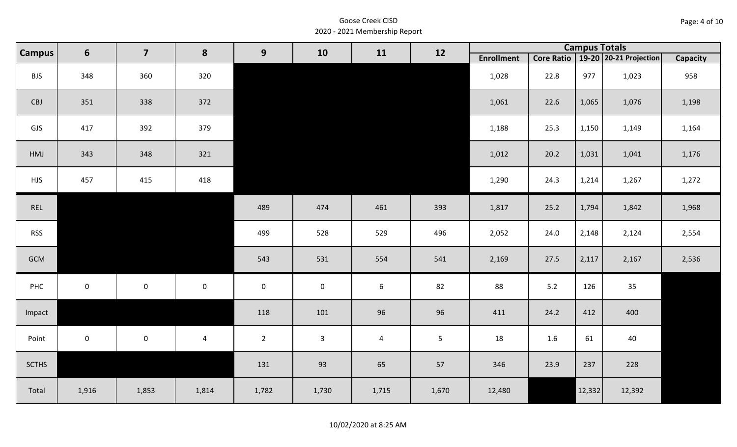Goose Creek CISD
2020 - 2021 Membership Report

| Campus | 6 | 7 | 8 | 9 | 10 | 11 | 12 | Campus Totals | | | | |
|---|---|---|---|---|---|---|---|---|---|---|---|---|
| | | | | | | | | Enrollment | Core Ratio | 19-20 | 20-21 Projection | Capacity |
| BJS | 348 | 360 | 320 | | | | | 1,028 | 22.8 | 977 | 1,023 | 958 |
| CBJ | 351 | 338 | 372 | | | | | 1,061 | 22.6 | 1,065 | 1,076 | 1,198 |
| GJS | 417 | 392 | 379 | | | | | 1,188 | 25.3 | 1,150 | 1,149 | 1,164 |
| HMJ | 343 | 348 | 321 | | | | | 1,012 | 20.2 | 1,031 | 1,041 | 1,176 |
| HJS | 457 | 415 | 418 | | | | | 1,290 | 24.3 | 1,214 | 1,267 | 1,272 |
| REL | | | | 489 | 474 | 461 | 393 | 1,817 | 25.2 | 1,794 | 1,842 | 1,968 |
| RSS | | | | 499 | 528 | 529 | 496 | 2,052 | 24.0 | 2,148 | 2,124 | 2,554 |
| GCM | | | | 543 | 531 | 554 | 541 | 2,169 | 27.5 | 2,117 | 2,167 | 2,536 |
| PHC | 0 | 0 | 0 | 0 | 0 | 6 | 82 | 88 | 5.2 | 126 | 35 | |
| Impact | | | | 118 | 101 | 96 | 96 | 411 | 24.2 | 412 | 400 | |
| Point | 0 | 0 | 4 | 2 | 3 | 4 | 5 | 18 | 1.6 | 61 | 40 | |
| SCTHS | | | | 131 | 93 | 65 | 57 | 346 | 23.9 | 237 | 228 | |
| Total | 1,916 | 1,853 | 1,814 | 1,782 | 1,730 | 1,715 | 1,670 | 12,480 | | 12,332 | 12,392 | |

10/02/2020 at 8:25 AM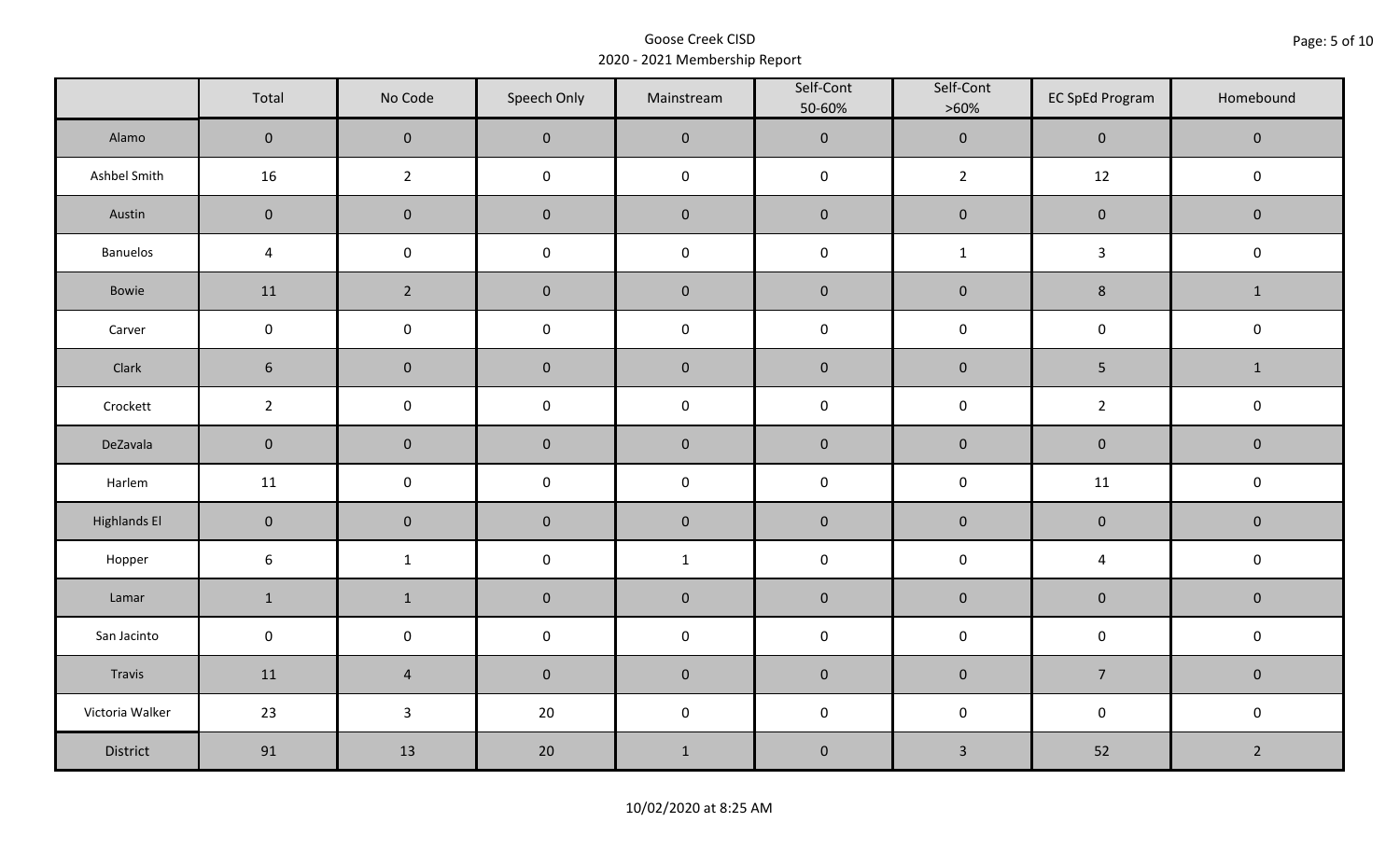Goose Creek CISD
2020 - 2021 Membership Report

| | Total | No Code | Speech Only | Mainstream | Self-Cont 50-60% | Self-Cont >60% | EC SpEd Program | Homebound |
|---|---|---|---|---|---|---|---|---|
| Alamo | 0 | 0 | 0 | 0 | 0 | 0 | 0 | 0 |
| Ashbel Smith | 16 | 2 | 0 | 0 | 0 | 2 | 12 | 0 |
| Austin | 0 | 0 | 0 | 0 | 0 | 0 | 0 | 0 |
| Banuelos | 4 | 0 | 0 | 0 | 0 | 1 | 3 | 0 |
| Bowie | 11 | 2 | 0 | 0 | 0 | 0 | 8 | 1 |
| Carver | 0 | 0 | 0 | 0 | 0 | 0 | 0 | 0 |
| Clark | 6 | 0 | 0 | 0 | 0 | 0 | 5 | 1 |
| Crockett | 2 | 0 | 0 | 0 | 0 | 0 | 2 | 0 |
| DeZavala | 0 | 0 | 0 | 0 | 0 | 0 | 0 | 0 |
| Harlem | 11 | 0 | 0 | 0 | 0 | 0 | 11 | 0 |
| Highlands El | 0 | 0 | 0 | 0 | 0 | 0 | 0 | 0 |
| Hopper | 6 | 1 | 0 | 1 | 0 | 0 | 4 | 0 |
| Lamar | 1 | 1 | 0 | 0 | 0 | 0 | 0 | 0 |
| San Jacinto | 0 | 0 | 0 | 0 | 0 | 0 | 0 | 0 |
| Travis | 11 | 4 | 0 | 0 | 0 | 0 | 7 | 0 |
| Victoria Walker | 23 | 3 | 20 | 0 | 0 | 0 | 0 | 0 |
| District | 91 | 13 | 20 | 1 | 0 | 3 | 52 | 2 |

10/02/2020 at 8:25 AM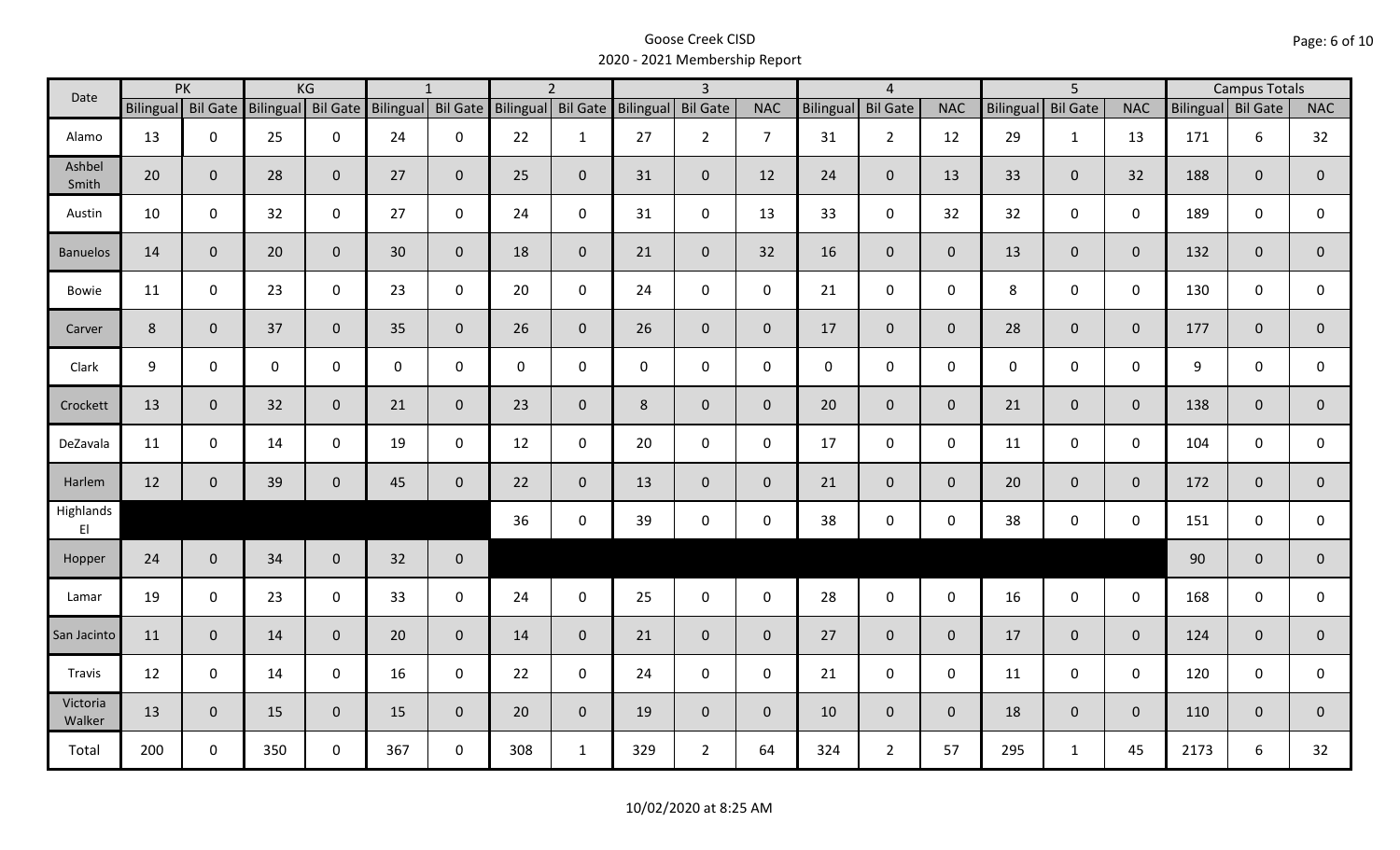# Goose Creek CISD
## 2020 - 2021 Membership Report

| Date | PK | | KG | | 1 | | 2 | | 3 | | | 4 | | | 5 | | | Campus Totals | | |
|---|---|---|---|---|---|---|---|---|---|---|---|---|---|---|---|---|---|---|---|---|
| | Bilingual | Bil Gate | Bilingual | Bil Gate | Bilingual | Bil Gate | Bilingual | Bil Gate | Bilingual | Bil Gate | NAC | Bilingual | Bil Gate | NAC | Bilingual | Bil Gate | NAC | Bilingual | Bil Gate | NAC |
| Alamo | 13 | 0 | 25 | 0 | 24 | 0 | 22 | 1 | 27 | 2 | 7 | 31 | 2 | 12 | 29 | 1 | 13 | 171 | 6 | 32 |
| Ashbel Smith | 20 | 0 | 28 | 0 | 27 | 0 | 25 | 0 | 31 | 0 | 12 | 24 | 0 | 13 | 33 | 0 | 32 | 188 | 0 | 0 |
| Austin | 10 | 0 | 32 | 0 | 27 | 0 | 24 | 0 | 31 | 0 | 13 | 33 | 0 | 32 | 32 | 0 | 0 | 189 | 0 | 0 |
| Banuelos | 14 | 0 | 20 | 0 | 30 | 0 | 18 | 0 | 21 | 0 | 32 | 16 | 0 | 0 | 13 | 0 | 0 | 132 | 0 | 0 |
| Bowie | 11 | 0 | 23 | 0 | 23 | 0 | 20 | 0 | 24 | 0 | 0 | 21 | 0 | 0 | 8 | 0 | 0 | 130 | 0 | 0 |
| Carver | 8 | 0 | 37 | 0 | 35 | 0 | 26 | 0 | 26 | 0 | 0 | 17 | 0 | 0 | 28 | 0 | 0 | 177 | 0 | 0 |
| Clark | 9 | 0 | 0 | 0 | 0 | 0 | 0 | 0 | 0 | 0 | 0 | 0 | 0 | 0 | 0 | 0 | 0 | 9 | 0 | 0 |
| Crockett | 13 | 0 | 32 | 0 | 21 | 0 | 23 | 0 | 8 | 0 | 0 | 20 | 0 | 0 | 21 | 0 | 0 | 138 | 0 | 0 |
| DeZavala | 11 | 0 | 14 | 0 | 19 | 0 | 12 | 0 | 20 | 0 | 0 | 17 | 0 | 0 | 11 | 0 | 0 | 104 | 0 | 0 |
| Harlem | 12 | 0 | 39 | 0 | 45 | 0 | 22 | 0 | 13 | 0 | 0 | 21 | 0 | 0 | 20 | 0 | 0 | 172 | 0 | 0 |
| Highlands El | | | | | | | 36 | 0 | 39 | 0 | 0 | 38 | 0 | 0 | 38 | 0 | 0 | 151 | 0 | 0 |
| Hopper | 24 | 0 | 34 | 0 | 32 | 0 | | | | | | | | | | | | 90 | 0 | 0 |
| Lamar | 19 | 0 | 23 | 0 | 33 | 0 | 24 | 0 | 25 | 0 | 0 | 28 | 0 | 0 | 16 | 0 | 0 | 168 | 0 | 0 |
| San Jacinto | 11 | 0 | 14 | 0 | 20 | 0 | 14 | 0 | 21 | 0 | 0 | 27 | 0 | 0 | 17 | 0 | 0 | 124 | 0 | 0 |
| Travis | 12 | 0 | 14 | 0 | 16 | 0 | 22 | 0 | 24 | 0 | 0 | 21 | 0 | 0 | 11 | 0 | 0 | 120 | 0 | 0 |
| Victoria Walker | 13 | 0 | 15 | 0 | 15 | 0 | 20 | 0 | 19 | 0 | 0 | 10 | 0 | 0 | 18 | 0 | 0 | 110 | 0 | 0 |
| Total | 200 | 0 | 350 | 0 | 367 | 0 | 308 | 1 | 329 | 2 | 64 | 324 | 2 | 57 | 295 | 1 | 45 | 2173 | 6 | 32 |

10/02/2020 at 8:25 AM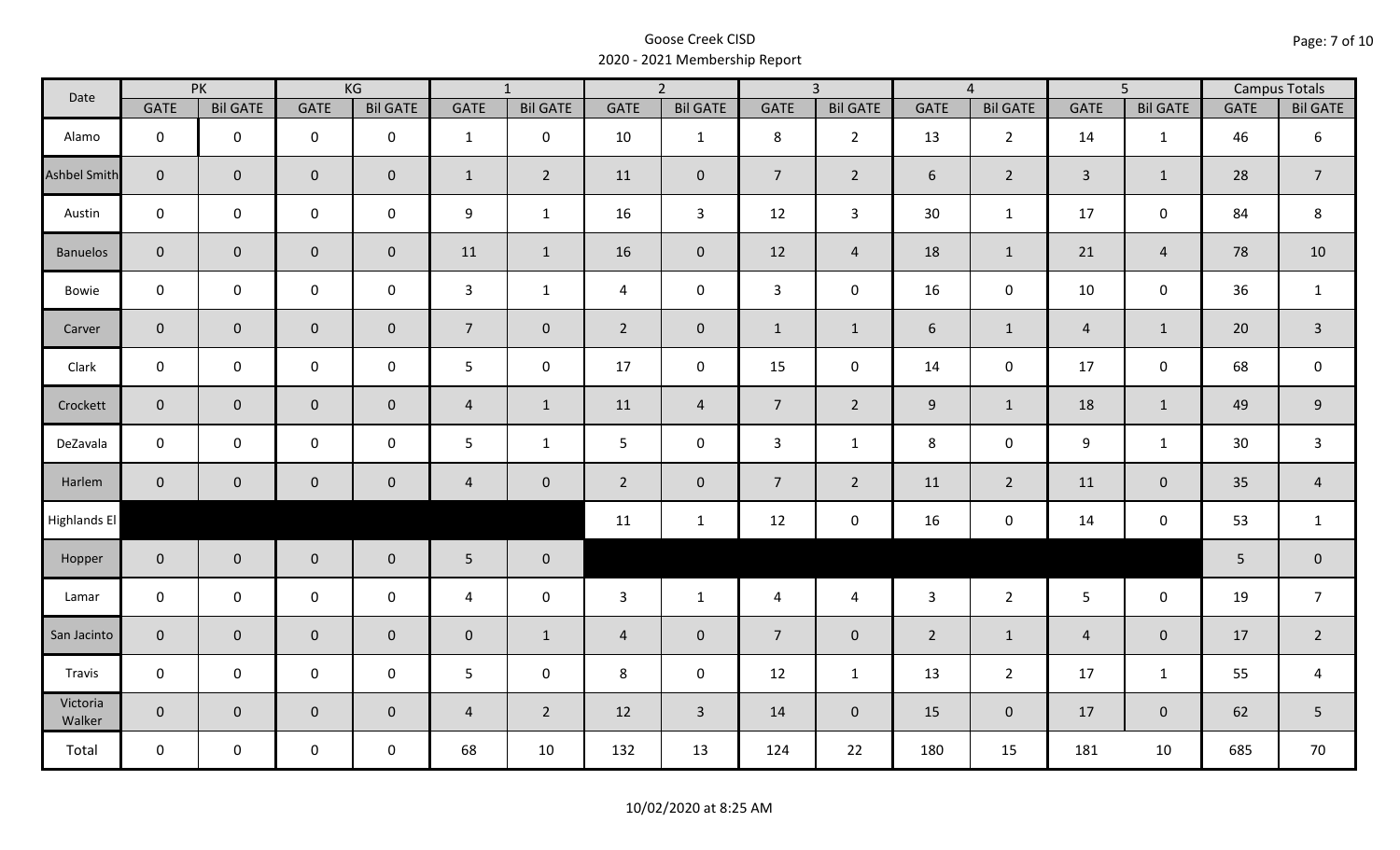Goose Creek CISD
2020 - 2021 Membership Report

| Date | PK | | KG | | 1 | | 2 | | 3 | | 4 | | 5 | | Campus Totals | |
|---|---|---|---|---|---|---|---|---|---|---|---|---|---|---|---|---|
| | GATE | Bil GATE | GATE | Bil GATE | GATE | Bil GATE | GATE | Bil GATE | GATE | Bil GATE | GATE | Bil GATE | GATE | Bil GATE | GATE | Bil GATE |
| Alamo | 0 | 0 | 0 | 0 | 1 | 0 | 10 | 1 | 8 | 2 | 13 | 2 | 14 | 1 | 46 | 6 |
| Ashbel Smith | 0 | 0 | 0 | 0 | 1 | 2 | 11 | 0 | 7 | 2 | 6 | 2 | 3 | 1 | 28 | 7 |
| Austin | 0 | 0 | 0 | 0 | 9 | 1 | 16 | 3 | 12 | 3 | 30 | 1 | 17 | 0 | 84 | 8 |
| Banuelos | 0 | 0 | 0 | 0 | 11 | 1 | 16 | 0 | 12 | 4 | 18 | 1 | 21 | 4 | 78 | 10 |
| Bowie | 0 | 0 | 0 | 0 | 3 | 1 | 4 | 0 | 3 | 0 | 16 | 0 | 10 | 0 | 36 | 1 |
| Carver | 0 | 0 | 0 | 0 | 7 | 0 | 2 | 0 | 1 | 1 | 6 | 1 | 4 | 1 | 20 | 3 |
| Clark | 0 | 0 | 0 | 0 | 5 | 0 | 17 | 0 | 15 | 0 | 14 | 0 | 17 | 0 | 68 | 0 |
| Crockett | 0 | 0 | 0 | 0 | 4 | 1 | 11 | 4 | 7 | 2 | 9 | 1 | 18 | 1 | 49 | 9 |
| DeZavala | 0 | 0 | 0 | 0 | 5 | 1 | 5 | 0 | 3 | 1 | 8 | 0 | 9 | 1 | 30 | 3 |
| Harlem | 0 | 0 | 0 | 0 | 4 | 0 | 2 | 0 | 7 | 2 | 11 | 2 | 11 | 0 | 35 | 4 |
| Highlands El | | | | | | | 11 | 1 | 12 | 0 | 16 | 0 | 14 | 0 | 53 | 1 |
| Hopper | 0 | 0 | 0 | 0 | 5 | 0 | | | | | | | | | 5 | 0 |
| Lamar | 0 | 0 | 0 | 0 | 4 | 0 | 3 | 1 | 4 | 4 | 3 | 2 | 5 | 0 | 19 | 7 |
| San Jacinto | 0 | 0 | 0 | 0 | 0 | 1 | 4 | 0 | 7 | 0 | 2 | 1 | 4 | 0 | 17 | 2 |
| Travis | 0 | 0 | 0 | 0 | 5 | 0 | 8 | 0 | 12 | 1 | 13 | 2 | 17 | 1 | 55 | 4 |
| Victoria Walker | 0 | 0 | 0 | 0 | 4 | 2 | 12 | 3 | 14 | 0 | 15 | 0 | 17 | 0 | 62 | 5 |
| Total | 0 | 0 | 0 | 0 | 68 | 10 | 132 | 13 | 124 | 22 | 180 | 15 | 181 | 10 | 685 | 70 |

10/02/2020 at 8:25 AM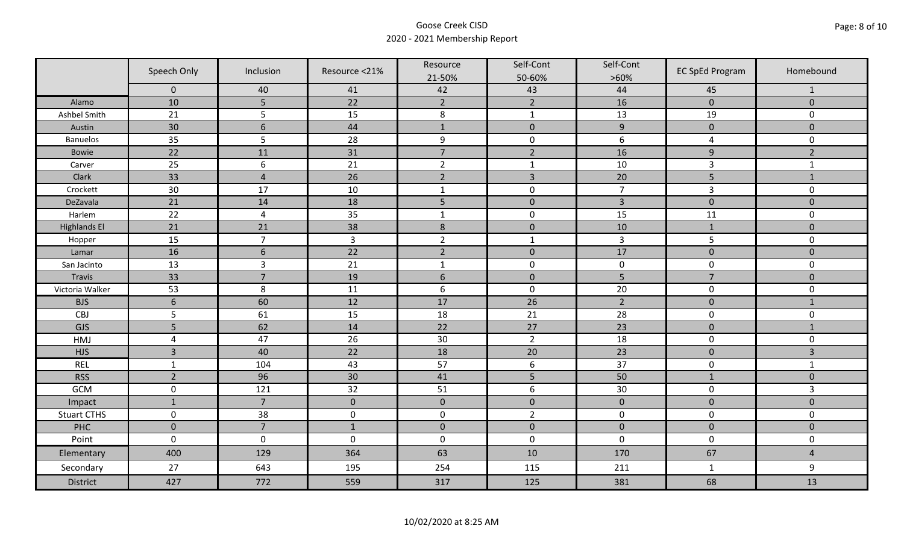Goose Creek CISD
2020 - 2021 Membership Report

| | Speech Only | Inclusion | Resource <21% | Resource 21-50% | Self-Cont 50-60% | Self-Cont >60% | EC SpEd Program | Homebound |
|---|---|---|---|---|---|---|---|---|
| | 0 | 40 | 41 | 42 | 43 | 44 | 45 | 1 |
| Alamo | 10 | 5 | 22 | 2 | 2 | 16 | 0 | 0 |
| Ashbel Smith | 21 | 5 | 15 | 8 | 1 | 13 | 19 | 0 |
| Austin | 30 | 6 | 44 | 1 | 0 | 9 | 0 | 0 |
| Banuelos | 35 | 5 | 28 | 9 | 0 | 6 | 4 | 0 |
| Bowie | 22 | 11 | 31 | 7 | 2 | 16 | 9 | 2 |
| Carver | 25 | 6 | 21 | 2 | 1 | 10 | 3 | 1 |
| Clark | 33 | 4 | 26 | 2 | 3 | 20 | 5 | 1 |
| Crockett | 30 | 17 | 10 | 1 | 0 | 7 | 3 | 0 |
| DeZavala | 21 | 14 | 18 | 5 | 0 | 3 | 0 | 0 |
| Harlem | 22 | 4 | 35 | 1 | 0 | 15 | 11 | 0 |
| Highlands El | 21 | 21 | 38 | 8 | 0 | 10 | 1 | 0 |
| Hopper | 15 | 7 | 3 | 2 | 1 | 3 | 5 | 0 |
| Lamar | 16 | 6 | 22 | 2 | 0 | 17 | 0 | 0 |
| San Jacinto | 13 | 3 | 21 | 1 | 0 | 0 | 0 | 0 |
| Travis | 33 | 7 | 19 | 6 | 0 | 5 | 7 | 0 |
| Victoria Walker | 53 | 8 | 11 | 6 | 0 | 20 | 0 | 0 |
| BJS | 6 | 60 | 12 | 17 | 26 | 2 | 0 | 1 |
| CBJ | 5 | 61 | 15 | 18 | 21 | 28 | 0 | 0 |
| GJS | 5 | 62 | 14 | 22 | 27 | 23 | 0 | 1 |
| HMJ | 4 | 47 | 26 | 30 | 2 | 18 | 0 | 0 |
| HJS | 3 | 40 | 22 | 18 | 20 | 23 | 0 | 3 |
| REL | 1 | 104 | 43 | 57 | 6 | 37 | 0 | 1 |
| RSS | 2 | 96 | 30 | 41 | 5 | 50 | 1 | 0 |
| GCM | 0 | 121 | 32 | 51 | 6 | 30 | 0 | 3 |
| Impact | 1 | 7 | 0 | 0 | 0 | 0 | 0 | 0 |
| Stuart CTHS | 0 | 38 | 0 | 0 | 2 | 0 | 0 | 0 |
| PHC | 0 | 7 | 1 | 0 | 0 | 0 | 0 | 0 |
| Point | 0 | 0 | 0 | 0 | 0 | 0 | 0 | 0 |
| Elementary | 400 | 129 | 364 | 63 | 10 | 170 | 67 | 4 |
| Secondary | 27 | 643 | 195 | 254 | 115 | 211 | 1 | 9 |
| District | 427 | 772 | 559 | 317 | 125 | 381 | 68 | 13 |

10/02/2020 at 8:25 AM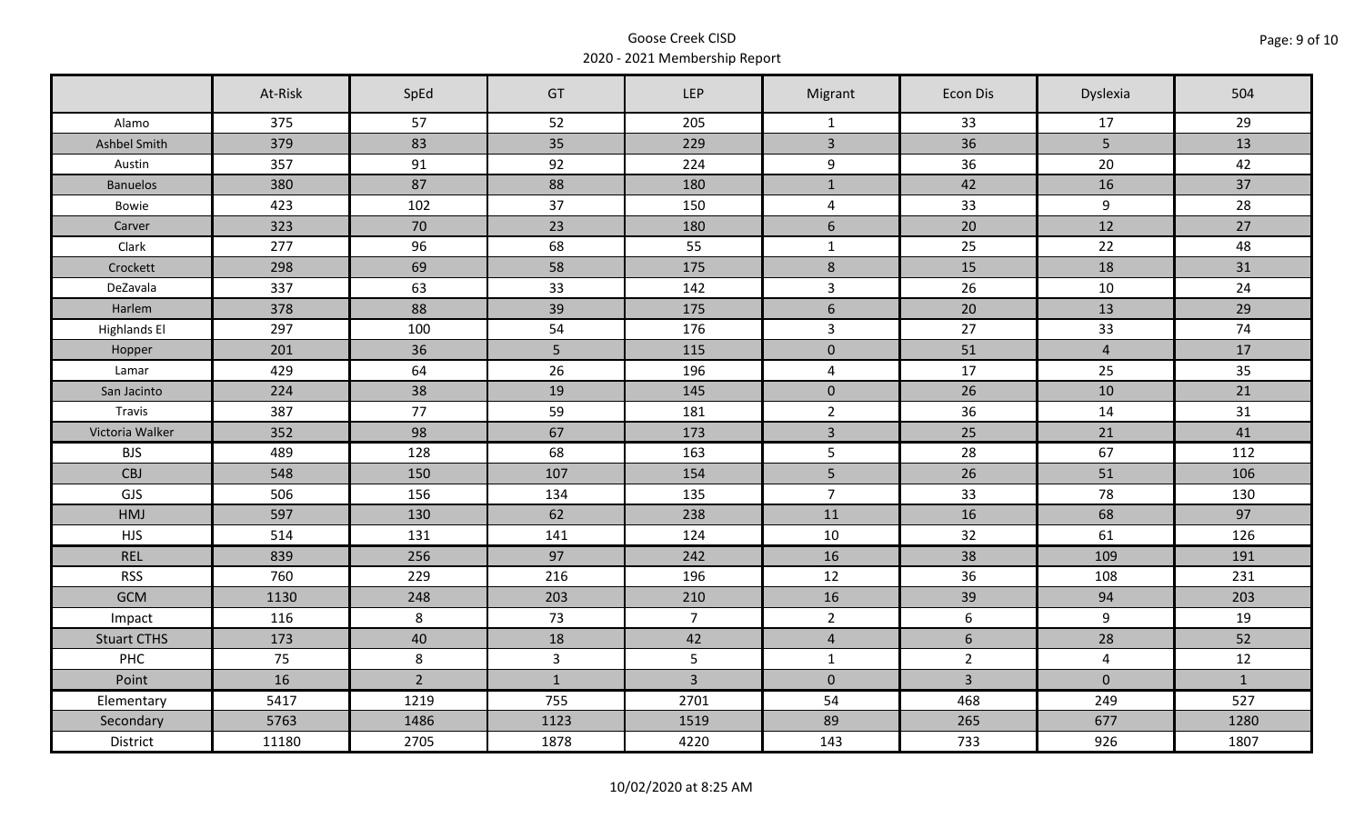Goose Creek CISD
2020 - 2021 Membership Report

| | At-Risk | SpEd | GT | LEP | Migrant | Econ Dis | Dyslexia | 504 |
|---|---|---|---|---|---|---|---|---|
| Alamo | 375 | 57 | 52 | 205 | 1 | 33 | 17 | 29 |
| Ashbel Smith | 379 | 83 | 35 | 229 | 3 | 36 | 5 | 13 |
| Austin | 357 | 91 | 92 | 224 | 9 | 36 | 20 | 42 |
| Banuelos | 380 | 87 | 88 | 180 | 1 | 42 | 16 | 37 |
| Bowie | 423 | 102 | 37 | 150 | 4 | 33 | 9 | 28 |
| Carver | 323 | 70 | 23 | 180 | 6 | 20 | 12 | 27 |
| Clark | 277 | 96 | 68 | 55 | 1 | 25 | 22 | 48 |
| Crockett | 298 | 69 | 58 | 175 | 8 | 15 | 18 | 31 |
| DeZavala | 337 | 63 | 33 | 142 | 3 | 26 | 10 | 24 |
| Harlem | 378 | 88 | 39 | 175 | 6 | 20 | 13 | 29 |
| Highlands El | 297 | 100 | 54 | 176 | 3 | 27 | 33 | 74 |
| Hopper | 201 | 36 | 5 | 115 | 0 | 51 | 4 | 17 |
| Lamar | 429 | 64 | 26 | 196 | 4 | 17 | 25 | 35 |
| San Jacinto | 224 | 38 | 19 | 145 | 0 | 26 | 10 | 21 |
| Travis | 387 | 77 | 59 | 181 | 2 | 36 | 14 | 31 |
| Victoria Walker | 352 | 98 | 67 | 173 | 3 | 25 | 21 | 41 |
| BJS | 489 | 128 | 68 | 163 | 5 | 28 | 67 | 112 |
| CBJ | 548 | 150 | 107 | 154 | 5 | 26 | 51 | 106 |
| GJS | 506 | 156 | 134 | 135 | 7 | 33 | 78 | 130 |
| HMJ | 597 | 130 | 62 | 238 | 11 | 16 | 68 | 97 |
| HJS | 514 | 131 | 141 | 124 | 10 | 32 | 61 | 126 |
| REL | 839 | 256 | 97 | 242 | 16 | 38 | 109 | 191 |
| RSS | 760 | 229 | 216 | 196 | 12 | 36 | 108 | 231 |
| GCM | 1130 | 248 | 203 | 210 | 16 | 39 | 94 | 203 |
| Impact | 116 | 8 | 73 | 7 | 2 | 6 | 9 | 19 |
| Stuart CTHS | 173 | 40 | 18 | 42 | 4 | 6 | 28 | 52 |
| PHC | 75 | 8 | 3 | 5 | 1 | 2 | 4 | 12 |
| Point | 16 | 2 | 1 | 3 | 0 | 3 | 0 | 1 |
| Elementary | 5417 | 1219 | 755 | 2701 | 54 | 468 | 249 | 527 |
| Secondary | 5763 | 1486 | 1123 | 1519 | 89 | 265 | 677 | 1280 |
| District | 11180 | 2705 | 1878 | 4220 | 143 | 733 | 926 | 1807 |

10/02/2020 at 8:25 AM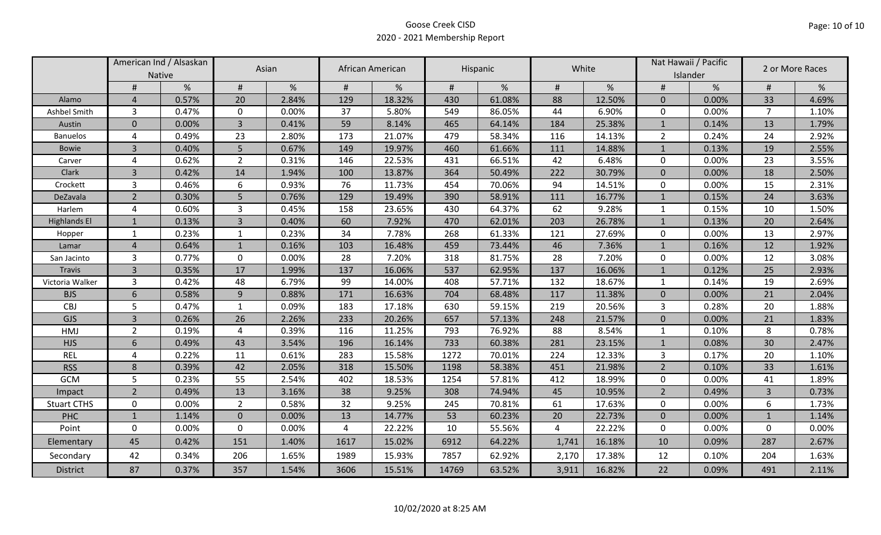# Goose Creek CISD

## 2020 - 2021 Membership Report

| | American Ind / Alsaskan Native | | Asian | | African American | | Hispanic | | White | | Nat Hawaii / Pacific Islander | | 2 or More Races | |
|---|---|---|---|---|---|---|---|---|---|---|---|---|---|---|
| | # | % | # | % | # | % | # | % | # | % | # | % | # | % |
| Alamo | 4 | 0.57% | 20 | 2.84% | 129 | 18.32% | 430 | 61.08% | 88 | 12.50% | 0 | 0.00% | 33 | 4.69% |
| Ashbel Smith | 3 | 0.47% | 0 | 0.00% | 37 | 5.80% | 549 | 86.05% | 44 | 6.90% | 0 | 0.00% | 7 | 1.10% |
| Austin | 0 | 0.00% | 3 | 0.41% | 59 | 8.14% | 465 | 64.14% | 184 | 25.38% | 1 | 0.14% | 13 | 1.79% |
| Banuelos | 4 | 0.49% | 23 | 2.80% | 173 | 21.07% | 479 | 58.34% | 116 | 14.13% | 2 | 0.24% | 24 | 2.92% |
| Bowie | 3 | 0.40% | 5 | 0.67% | 149 | 19.97% | 460 | 61.66% | 111 | 14.88% | 1 | 0.13% | 19 | 2.55% |
| Carver | 4 | 0.62% | 2 | 0.31% | 146 | 22.53% | 431 | 66.51% | 42 | 6.48% | 0 | 0.00% | 23 | 3.55% |
| Clark | 3 | 0.42% | 14 | 1.94% | 100 | 13.87% | 364 | 50.49% | 222 | 30.79% | 0 | 0.00% | 18 | 2.50% |
| Crockett | 3 | 0.46% | 6 | 0.93% | 76 | 11.73% | 454 | 70.06% | 94 | 14.51% | 0 | 0.00% | 15 | 2.31% |
| DeZavala | 2 | 0.30% | 5 | 0.76% | 129 | 19.49% | 390 | 58.91% | 111 | 16.77% | 1 | 0.15% | 24 | 3.63% |
| Harlem | 4 | 0.60% | 3 | 0.45% | 158 | 23.65% | 430 | 64.37% | 62 | 9.28% | 1 | 0.15% | 10 | 1.50% |
| Highlands El | 1 | 0.13% | 3 | 0.40% | 60 | 7.92% | 470 | 62.01% | 203 | 26.78% | 1 | 0.13% | 20 | 2.64% |
| Hopper | 1 | 0.23% | 1 | 0.23% | 34 | 7.78% | 268 | 61.33% | 121 | 27.69% | 0 | 0.00% | 13 | 2.97% |
| Lamar | 4 | 0.64% | 1 | 0.16% | 103 | 16.48% | 459 | 73.44% | 46 | 7.36% | 1 | 0.16% | 12 | 1.92% |
| San Jacinto | 3 | 0.77% | 0 | 0.00% | 28 | 7.20% | 318 | 81.75% | 28 | 7.20% | 0 | 0.00% | 12 | 3.08% |
| Travis | 3 | 0.35% | 17 | 1.99% | 137 | 16.06% | 537 | 62.95% | 137 | 16.06% | 1 | 0.12% | 25 | 2.93% |
| Victoria Walker | 3 | 0.42% | 48 | 6.79% | 99 | 14.00% | 408 | 57.71% | 132 | 18.67% | 1 | 0.14% | 19 | 2.69% |
| BJS | 6 | 0.58% | 9 | 0.88% | 171 | 16.63% | 704 | 68.48% | 117 | 11.38% | 0 | 0.00% | 21 | 2.04% |
| CBJ | 5 | 0.47% | 1 | 0.09% | 183 | 17.18% | 630 | 59.15% | 219 | 20.56% | 3 | 0.28% | 20 | 1.88% |
| GJS | 3 | 0.26% | 26 | 2.26% | 233 | 20.26% | 657 | 57.13% | 248 | 21.57% | 0 | 0.00% | 21 | 1.83% |
| HMJ | 2 | 0.19% | 4 | 0.39% | 116 | 11.25% | 793 | 76.92% | 88 | 8.54% | 1 | 0.10% | 8 | 0.78% |
| HJS | 6 | 0.49% | 43 | 3.54% | 196 | 16.14% | 733 | 60.38% | 281 | 23.15% | 1 | 0.08% | 30 | 2.47% |
| REL | 4 | 0.22% | 11 | 0.61% | 283 | 15.58% | 1272 | 70.01% | 224 | 12.33% | 3 | 0.17% | 20 | 1.10% |
| RSS | 8 | 0.39% | 42 | 2.05% | 318 | 15.50% | 1198 | 58.38% | 451 | 21.98% | 2 | 0.10% | 33 | 1.61% |
| GCM | 5 | 0.23% | 55 | 2.54% | 402 | 18.53% | 1254 | 57.81% | 412 | 18.99% | 0 | 0.00% | 41 | 1.89% |
| Impact | 2 | 0.49% | 13 | 3.16% | 38 | 9.25% | 308 | 74.94% | 45 | 10.95% | 2 | 0.49% | 3 | 0.73% |
| Stuart CTHS | 0 | 0.00% | 2 | 0.58% | 32 | 9.25% | 245 | 70.81% | 61 | 17.63% | 0 | 0.00% | 6 | 1.73% |
| PHC | 1 | 1.14% | 0 | 0.00% | 13 | 14.77% | 53 | 60.23% | 20 | 22.73% | 0 | 0.00% | 1 | 1.14% |
| Point | 0 | 0.00% | 0 | 0.00% | 4 | 22.22% | 10 | 55.56% | 4 | 22.22% | 0 | 0.00% | 0 | 0.00% |
| Elementary | 45 | 0.42% | 151 | 1.40% | 1617 | 15.02% | 6912 | 64.22% | 1,741 | 16.18% | 10 | 0.09% | 287 | 2.67% |
| Secondary | 42 | 0.34% | 206 | 1.65% | 1989 | 15.93% | 7857 | 62.92% | 2,170 | 17.38% | 12 | 0.10% | 204 | 1.63% |
| District | 87 | 0.37% | 357 | 1.54% | 3606 | 15.51% | 14769 | 63.52% | 3,911 | 16.82% | 22 | 0.09% | 491 | 2.11% |

10/02/2020 at 8:25 AM